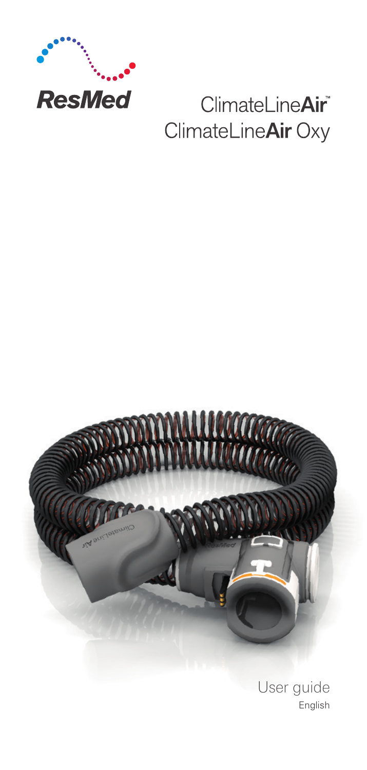ResMed

# ClimateLineAir™
# ClimateLineAir Oxy

User guide
English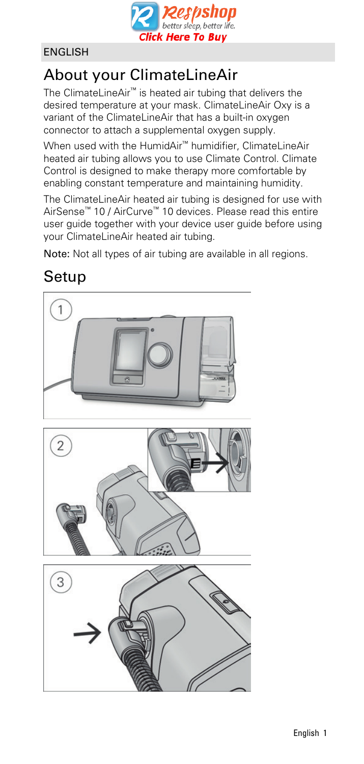ENGLISH

# About your ClimateLineAir

The ClimateLineAir™ is heated air tubing that delivers the desired temperature at your mask. ClimateLineAir Oxy is a variant of the ClimateLineAir that has a built-in oxygen connector to attach a supplemental oxygen supply.

When used with the HumidAir™ humidifier, ClimateLineAir heated air tubing allows you to use Climate Control. Climate Control is designed to make therapy more comfortable by enabling constant temperature and maintaining humidity.

The ClimateLineAir heated air tubing is designed for use with AirSense™ 10 / AirCurve™ 10 devices. Please read this entire user guide together with your device user guide before using your ClimateLineAir heated air tubing.

**Note:** Not all types of air tubing are available in all regions.

# Setup

1

2

3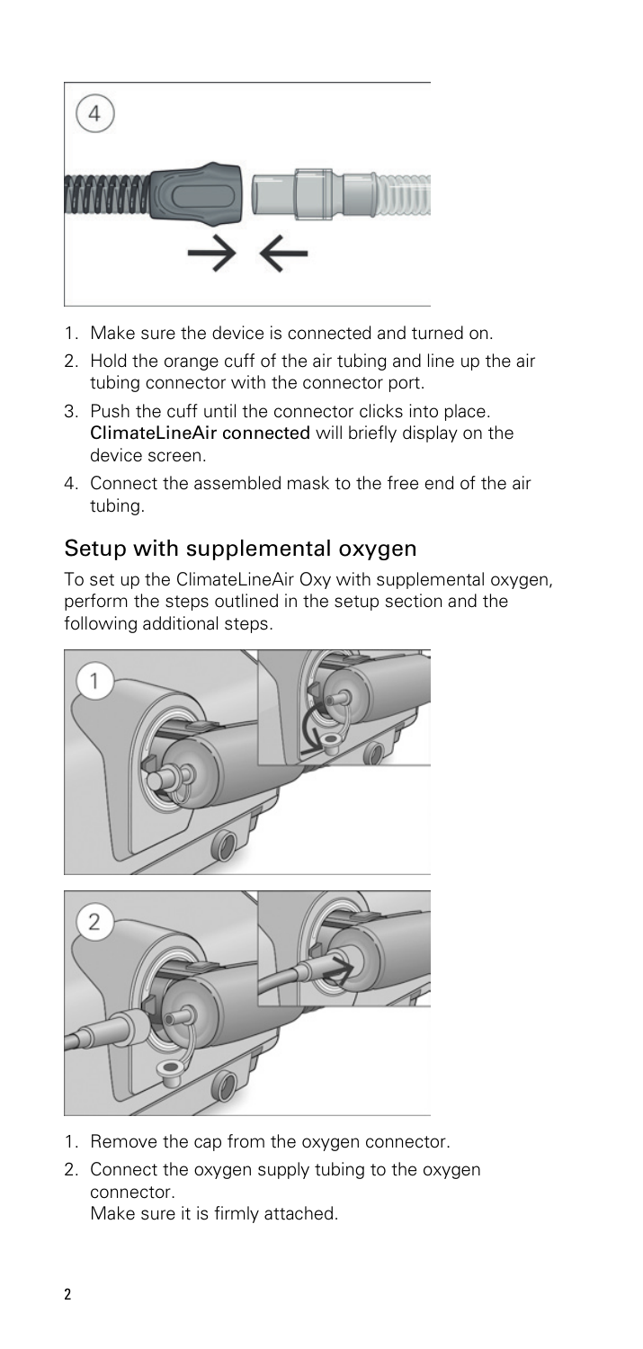1. Make sure the device is connected and turned on.
2. Hold the orange cuff of the air tubing and line up the air tubing connector with the connector port.
3. Push the cuff until the connector clicks into place. **ClimateLineAir connected** will briefly display on the device screen.
4. Connect the assembled mask to the free end of the air tubing.

## Setup with supplemental oxygen

To set up the ClimateLineAir Oxy with supplemental oxygen, perform the steps outlined in the setup section and the following additional steps.

1. Remove the cap from the oxygen connector.
2. Connect the oxygen supply tubing to the oxygen connector.
   Make sure it is firmly attached.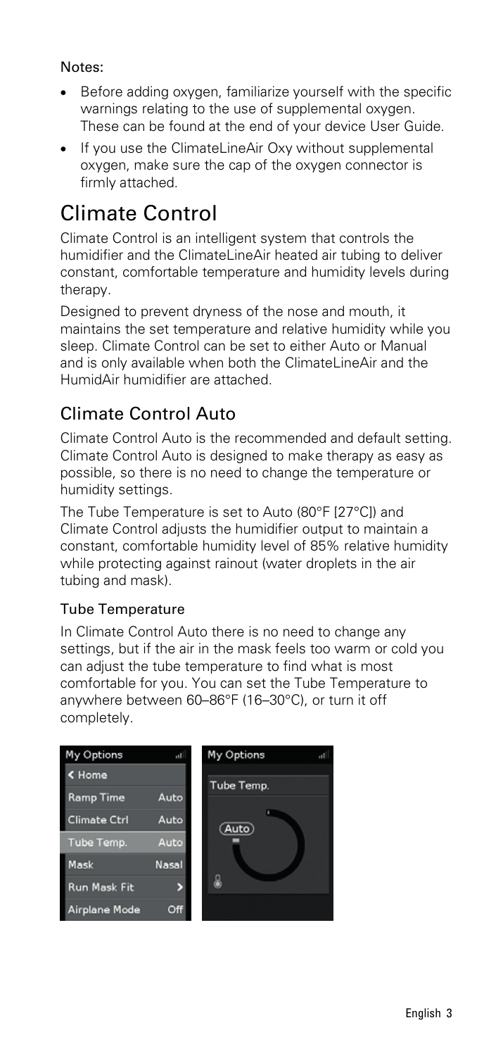Notes:

- Before adding oxygen, familiarize yourself with the specific warnings relating to the use of supplemental oxygen. These can be found at the end of your device User Guide.
- If you use the ClimateLineAir Oxy without supplemental oxygen, make sure the cap of the oxygen connector is firmly attached.

# Climate Control

Climate Control is an intelligent system that controls the humidifier and the ClimateLineAir heated air tubing to deliver constant, comfortable temperature and humidity levels during therapy.

Designed to prevent dryness of the nose and mouth, it maintains the set temperature and relative humidity while you sleep. Climate Control can be set to either Auto or Manual and is only available when both the ClimateLineAir and the HumidAir humidifier are attached.

## Climate Control Auto

Climate Control Auto is the recommended and default setting. Climate Control Auto is designed to make therapy as easy as possible, so there is no need to change the temperature or humidity settings.

The Tube Temperature is set to Auto (80°F [27°C]) and Climate Control adjusts the humidifier output to maintain a constant, comfortable humidity level of 85% relative humidity while protecting against rainout (water droplets in the air tubing and mask).

### Tube Temperature

In Climate Control Auto there is no need to change any settings, but if the air in the mask feels too warm or cold you can adjust the tube temperature to find what is most comfortable for you. You can set the Tube Temperature to anywhere between 60–86°F (16–30°C), or turn it off completely.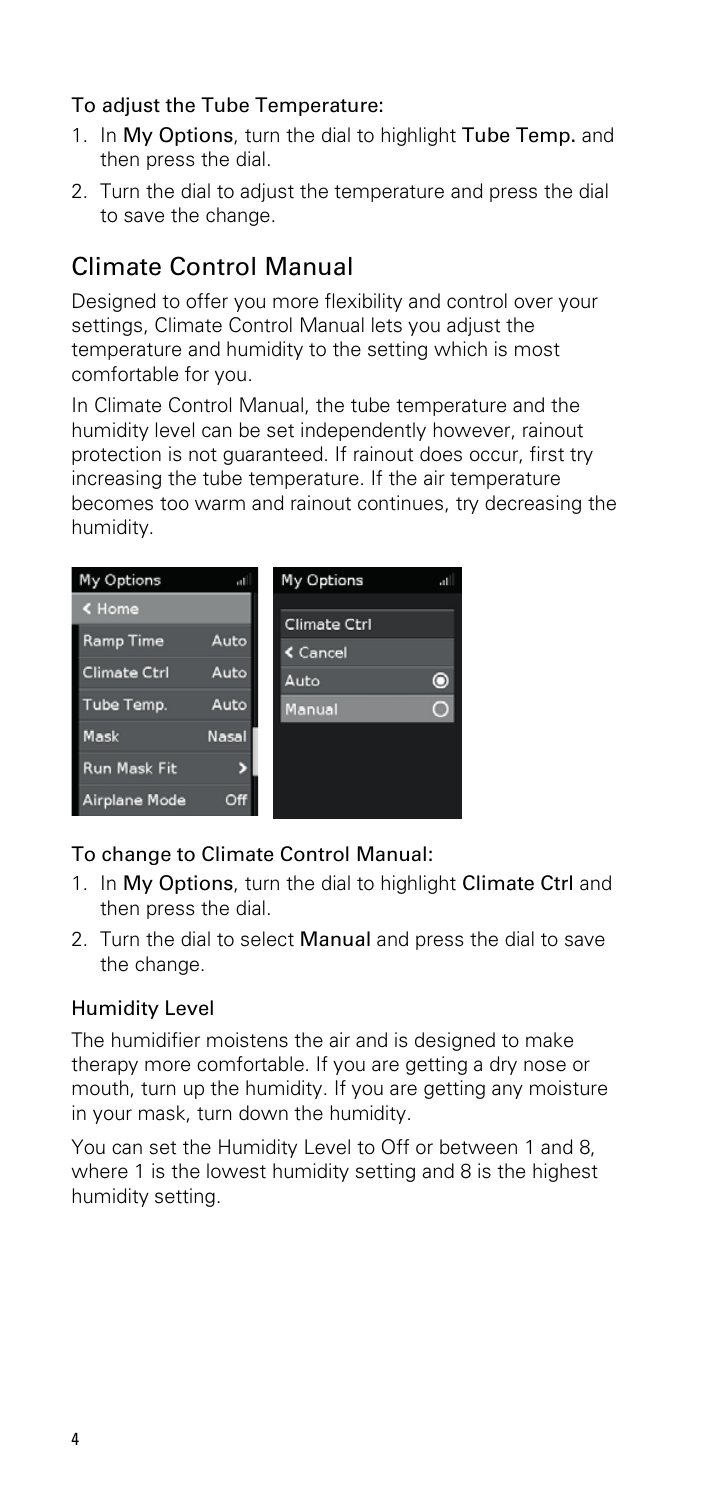#### To adjust the Tube Temperature:

1. In **My Options**, turn the dial to highlight **Tube Temp.** and then press the dial.
2. Turn the dial to adjust the temperature and press the dial to save the change.

## Climate Control Manual

Designed to offer you more flexibility and control over your settings, Climate Control Manual lets you adjust the temperature and humidity to the setting which is most comfortable for you.

In Climate Control Manual, the tube temperature and the humidity level can be set independently however, rainout protection is not guaranteed. If rainout does occur, first try increasing the tube temperature. If the air temperature becomes too warm and rainout continues, try decreasing the humidity.

| My Options | |
|---|---|
| < Home | |
| Ramp Time | Auto |
| Climate Ctrl | Auto |
| Tube Temp. | Auto |
| Mask | Nasal |
| Run Mask Fit | > |
| Airplane Mode | Off |

| My Options | |
|---|---|
| Climate Ctrl | |
| < Cancel | |
| Auto | ◉ |
| Manual | ○ |

#### To change to Climate Control Manual:

1. In **My Options**, turn the dial to highlight **Climate Ctrl** and then press the dial.
2. Turn the dial to select **Manual** and press the dial to save the change.

### Humidity Level

The humidifier moistens the air and is designed to make therapy more comfortable. If you are getting a dry nose or mouth, turn up the humidity. If you are getting any moisture in your mask, turn down the humidity.

You can set the Humidity Level to Off or between 1 and 8, where 1 is the lowest humidity setting and 8 is the highest humidity setting.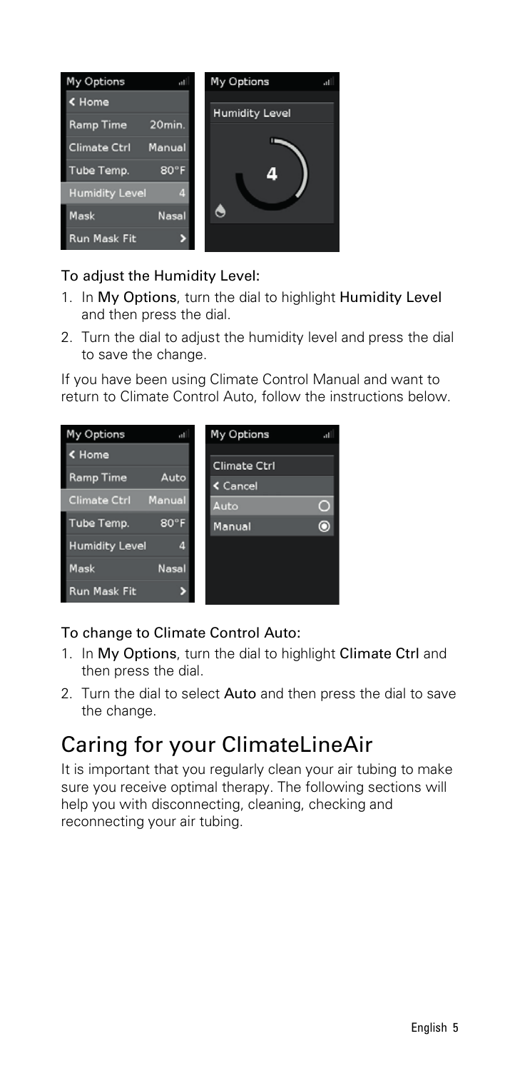To adjust the Humidity Level:

1. In My Options, turn the dial to highlight Humidity Level and then press the dial.
2. Turn the dial to adjust the humidity level and press the dial to save the change.

If you have been using Climate Control Manual and want to return to Climate Control Auto, follow the instructions below.

To change to Climate Control Auto:

1. In My Options, turn the dial to highlight Climate Ctrl and then press the dial.
2. Turn the dial to select Auto and then press the dial to save the change.

# Caring for your ClimateLineAir

It is important that you regularly clean your air tubing to make sure you receive optimal therapy. The following sections will help you with disconnecting, cleaning, checking and reconnecting your air tubing.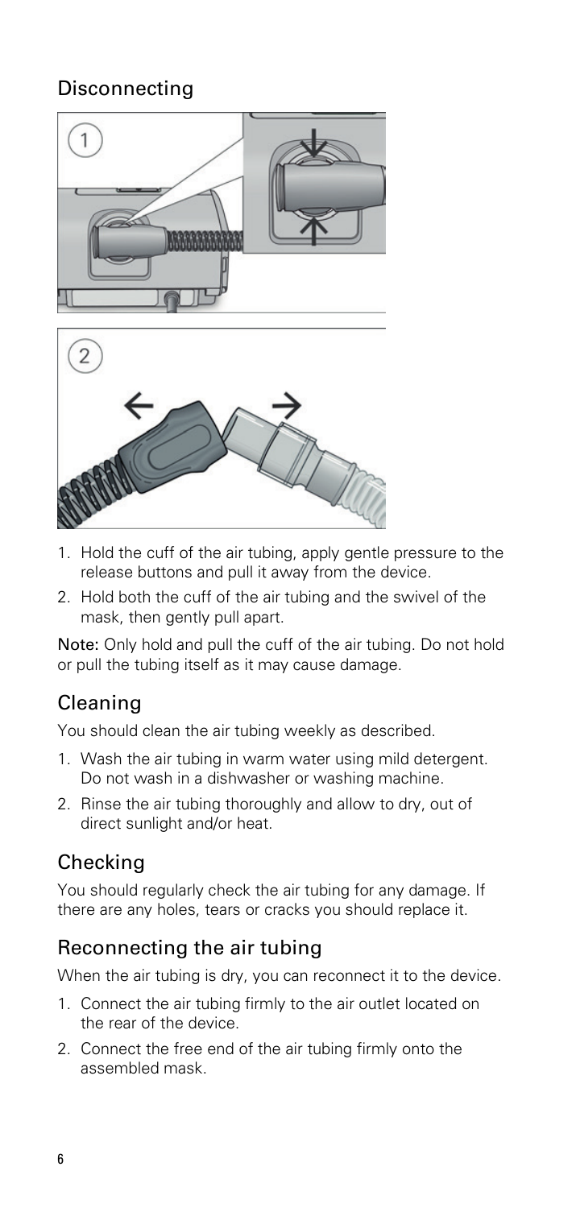## Disconnecting

1. Hold the cuff of the air tubing, apply gentle pressure to the release buttons and pull it away from the device.
2. Hold both the cuff of the air tubing and the swivel of the mask, then gently pull apart.

**Note:** Only hold and pull the cuff of the air tubing. Do not hold or pull the tubing itself as it may cause damage.

## Cleaning

You should clean the air tubing weekly as described.

1. Wash the air tubing in warm water using mild detergent. Do not wash in a dishwasher or washing machine.
2. Rinse the air tubing thoroughly and allow to dry, out of direct sunlight and/or heat.

## Checking

You should regularly check the air tubing for any damage. If there are any holes, tears or cracks you should replace it.

## Reconnecting the air tubing

When the air tubing is dry, you can reconnect it to the device.

1. Connect the air tubing firmly to the air outlet located on the rear of the device.
2. Connect the free end of the air tubing firmly onto the assembled mask.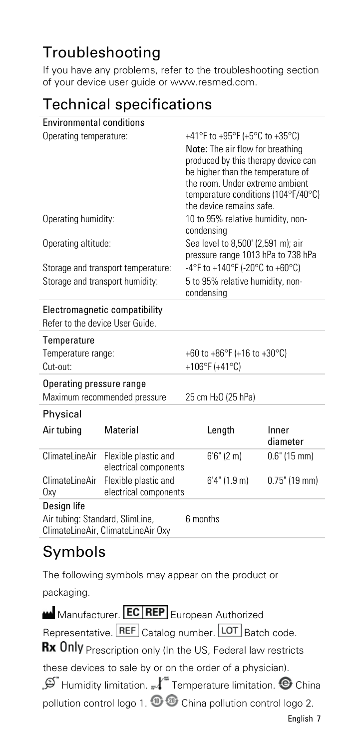## Troubleshooting

If you have any problems, refer to the troubleshooting section of your device user guide or www.resmed.com.

## Technical specifications

| Environmental conditions | |
|---|---|
| Operating temperature: | +41°F to +95°F (+5°C to +35°C)<br>**Note:** The air flow for breathing produced by this therapy device can be higher than the temperature of the room. Under extreme ambient temperature conditions (104°F/40°C) the device remains safe. |
| Operating humidity: | 10 to 95% relative humidity, non-condensing |
| Operating altitude: | Sea level to 8,500' (2,591 m); air pressure range 1013 hPa to 738 hPa |
| Storage and transport temperature: | -4°F to +140°F (-20°C to +60°C) |
| Storage and transport humidity: | 5 to 95% relative humidity, non-condensing |

**Electromagnetic compatibility**

Refer to the device User Guide.

| Temperature | |
|---|---|
| Temperature range: | +60 to +86°F (+16 to +30°C) |
| Cut-out: | +106°F (+41°C) |

| Operating pressure range | |
|---|---|
| Maximum recommended pressure | 25 cm $H_2O$ (25 hPa) |

**Physical**

| Air tubing | Material | Length | Inner diameter |
|---|---|---|---|
| ClimateLineAir | Flexible plastic and electrical components | 6'6" (2 m) | 0.6" (15 mm) |
| ClimateLineAir Oxy | Flexible plastic and electrical components | 6'4" (1.9 m) | 0.75" (19 mm) |

| Design life | |
|---|---|
| Air tubing: Standard, SlimLine, ClimateLineAir, ClimateLineAir Oxy | 6 months |

## Symbols

The following symbols may appear on the product or packaging.

Manufacturer. EC REP European Authorized Representative. REF Catalog number. LOT Batch code. Rx Only Prescription only (In the US, Federal law restricts these devices to sale by or on the order of a physician). Humidity limitation. Temperature limitation. China pollution control logo 1. China pollution control logo 2.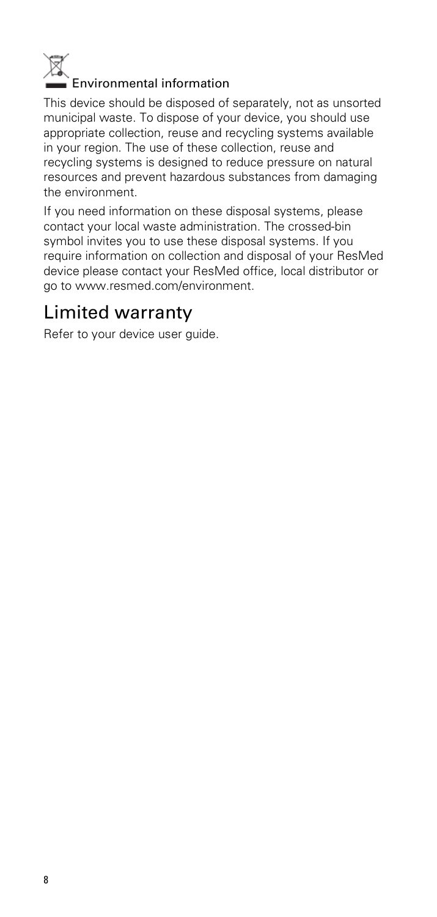### Environmental information

This device should be disposed of separately, not as unsorted municipal waste. To dispose of your device, you should use appropriate collection, reuse and recycling systems available in your region. The use of these collection, reuse and recycling systems is designed to reduce pressure on natural resources and prevent hazardous substances from damaging the environment.

If you need information on these disposal systems, please contact your local waste administration. The crossed-bin symbol invites you to use these disposal systems. If you require information on collection and disposal of your ResMed device please contact your ResMed office, local distributor or go to www.resmed.com/environment.

## Limited warranty

Refer to your device user guide.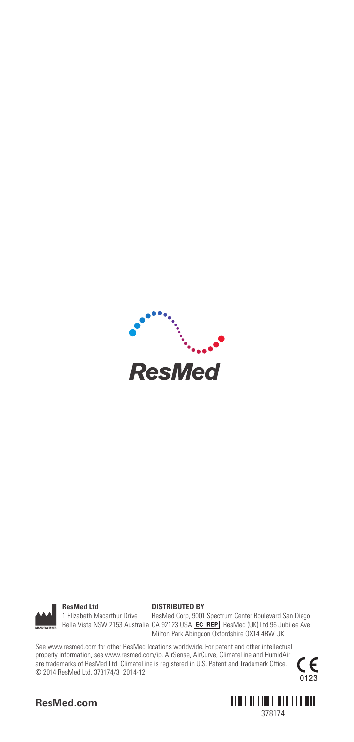ResMed

**ResMed Ltd**
1 Elizabeth Macarthur Drive
Bella Vista NSW 2153 Australia

**DISTRIBUTED BY**
ResMed Corp, 9001 Spectrum Center Boulevard San Diego CA 92123 USA **EC REP** ResMed (UK) Ltd 96 Jubilee Ave Milton Park Abingdon Oxfordshire OX14 4RW UK

See www.resmed.com for other ResMed locations worldwide. For patent and other intellectual property information, see www.resmed.com/ip. AirSense, AirCurve, ClimateLine and HumidAir are trademarks of ResMed Ltd. ClimateLine is registered in U.S. Patent and Trademark Office. © 2014 ResMed Ltd. 378174/3 2014-12

CE 0123

**ResMed.com**

378174